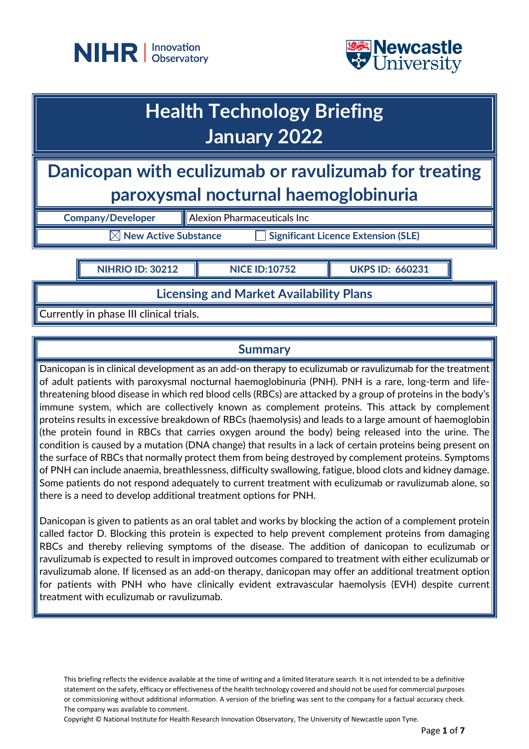# Health Technology Briefing
# January 2022

## Danicopan with eculizumab or ravulizumab for treating paroxysmal nocturnal haemoglobinuria

| Company/Developer | Alexion Pharmaceuticals Inc |
|---|---|

☒ New Active Substance ☐ Significant Licence Extension (SLE)

| NIHRIO ID: 30212 | NICE ID:10752 | UKPS ID: 660231 |
|---|---|---|

### Licensing and Market Availability Plans

Currently in phase III clinical trials.

### Summary

Danicopan is in clinical development as an add-on therapy to eculizumab or ravulizumab for the treatment of adult patients with paroxysmal nocturnal haemoglobinuria (PNH). PNH is a rare, long-term and life-threatening blood disease in which red blood cells (RBCs) are attacked by a group of proteins in the body's immune system, which are collectively known as complement proteins. This attack by complement proteins results in excessive breakdown of RBCs (haemolysis) and leads to a large amount of haemoglobin (the protein found in RBCs that carries oxygen around the body) being released into the urine. The condition is caused by a mutation (DNA change) that results in a lack of certain proteins being present on the surface of RBCs that normally protect them from being destroyed by complement proteins. Symptoms of PNH can include anaemia, breathlessness, difficulty swallowing, fatigue, blood clots and kidney damage. Some patients do not respond adequately to current treatment with eculizumab or ravulizumab alone, so there is a need to develop additional treatment options for PNH.

Danicopan is given to patients as an oral tablet and works by blocking the action of a complement protein called factor D. Blocking this protein is expected to help prevent complement proteins from damaging RBCs and thereby relieving symptoms of the disease. The addition of danicopan to eculizumab or ravulizumab is expected to result in improved outcomes compared to treatment with either eculizumab or ravulizumab alone. If licensed as an add-on therapy, danicopan may offer an additional treatment option for patients with PNH who have clinically evident extravascular haemolysis (EVH) despite current treatment with eculizumab or ravulizumab.

This briefing reflects the evidence available at the time of writing and a limited literature search. It is not intended to be a definitive statement on the safety, efficacy or effectiveness of the health technology covered and should not be used for commercial purposes or commissioning without additional information. A version of the briefing was sent to the company for a factual accuracy check. The company was available to comment.

Copyright © National Institute for Health Research Innovation Observatory, The University of Newcastle upon Tyne.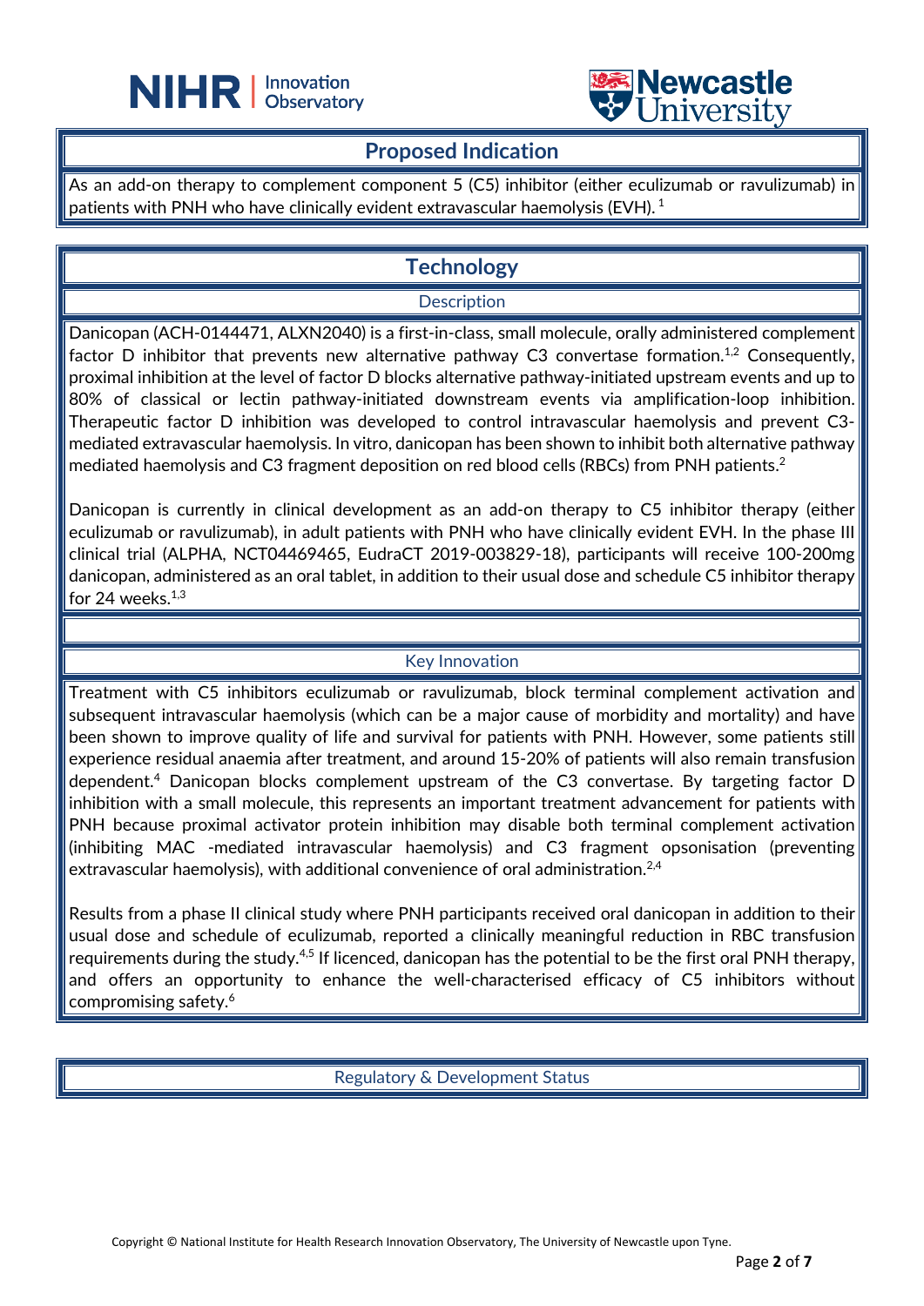## Proposed Indication

As an add-on therapy to complement component 5 (C5) inhibitor (either eculizumab or ravulizumab) in patients with PNH who have clinically evident extravascular haemolysis (EVH).[1]

## Technology

### Description

Danicopan (ACH-0144471, ALXN2040) is a first-in-class, small molecule, orally administered complement factor D inhibitor that prevents new alternative pathway C3 convertase formation.[1,2] Consequently, proximal inhibition at the level of factor D blocks alternative pathway-initiated upstream events and up to 80% of classical or lectin pathway-initiated downstream events via amplification-loop inhibition. Therapeutic factor D inhibition was developed to control intravascular haemolysis and prevent C3-mediated extravascular haemolysis. In vitro, danicopan has been shown to inhibit both alternative pathway mediated haemolysis and C3 fragment deposition on red blood cells (RBCs) from PNH patients.[2]

Danicopan is currently in clinical development as an add-on therapy to C5 inhibitor therapy (either eculizumab or ravulizumab), in adult patients with PNH who have clinically evident EVH. In the phase III clinical trial (ALPHA, NCT04469465, EudraCT 2019-003829-18), participants will receive 100-200mg danicopan, administered as an oral tablet, in addition to their usual dose and schedule C5 inhibitor therapy for 24 weeks.[1,3]

### Key Innovation

Treatment with C5 inhibitors eculizumab or ravulizumab, block terminal complement activation and subsequent intravascular haemolysis (which can be a major cause of morbidity and mortality) and have been shown to improve quality of life and survival for patients with PNH. However, some patients still experience residual anaemia after treatment, and around 15-20% of patients will also remain transfusion dependent.[4] Danicopan blocks complement upstream of the C3 convertase. By targeting factor D inhibition with a small molecule, this represents an important treatment advancement for patients with PNH because proximal activator protein inhibition may disable both terminal complement activation (inhibiting MAC -mediated intravascular haemolysis) and C3 fragment opsonisation (preventing extravascular haemolysis), with additional convenience of oral administration.[2,4]

Results from a phase II clinical study where PNH participants received oral danicopan in addition to their usual dose and schedule of eculizumab, reported a clinically meaningful reduction in RBC transfusion requirements during the study.[4,5] If licenced, danicopan has the potential to be the first oral PNH therapy, and offers an opportunity to enhance the well-characterised efficacy of C5 inhibitors without compromising safety.[6]

### Regulatory & Development Status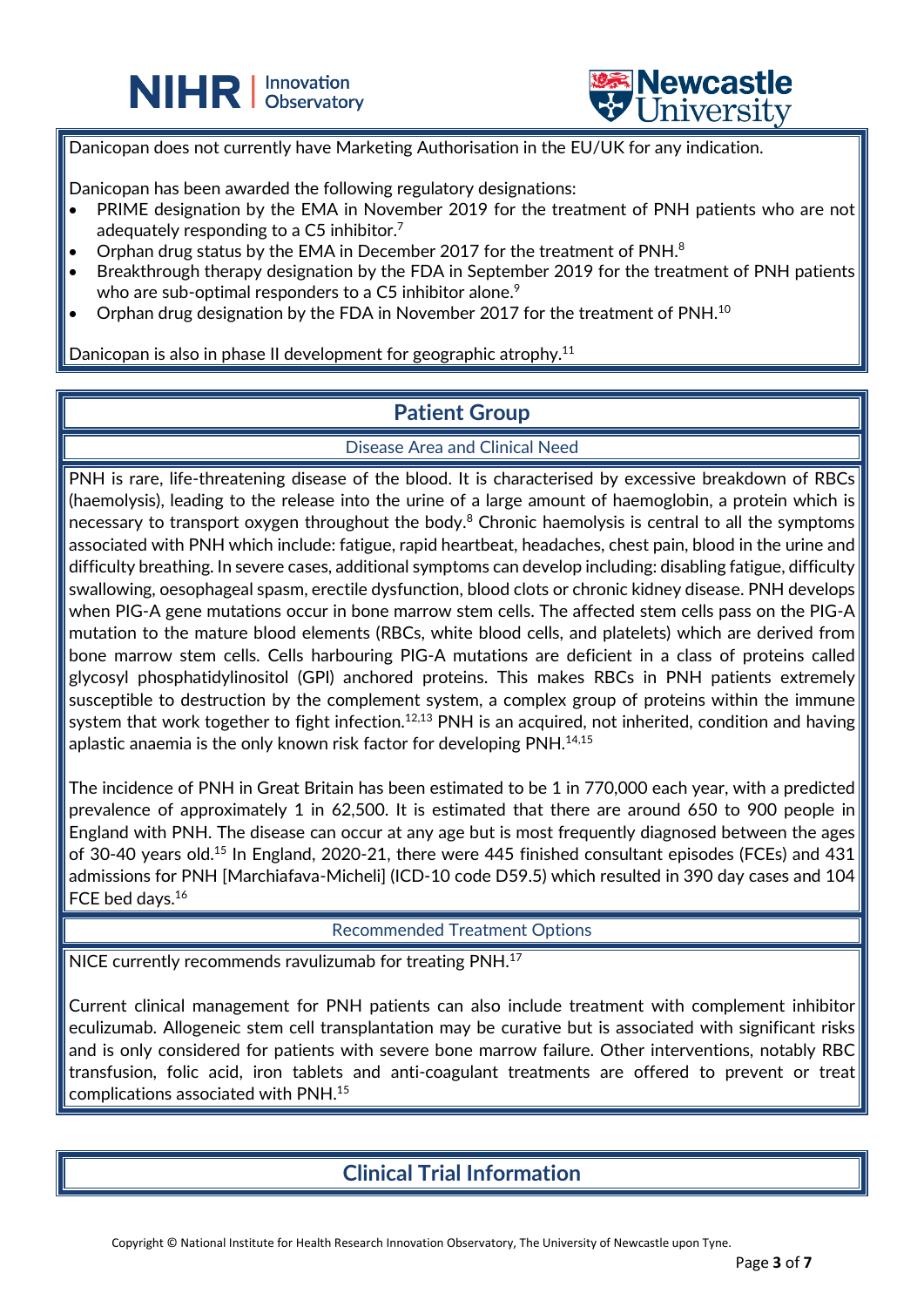Danicopan does not currently have Marketing Authorisation in the EU/UK for any indication.

Danicopan has been awarded the following regulatory designations:

- PRIME designation by the EMA in November 2019 for the treatment of PNH patients who are not adequately responding to a C5 inhibitor.[7]
- Orphan drug status by the EMA in December 2017 for the treatment of PNH.[8]
- Breakthrough therapy designation by the FDA in September 2019 for the treatment of PNH patients who are sub-optimal responders to a C5 inhibitor alone.[9]
- Orphan drug designation by the FDA in November 2017 for the treatment of PNH.[10]

Danicopan is also in phase II development for geographic atrophy.[11]

## Patient Group

### Disease Area and Clinical Need

PNH is rare, life-threatening disease of the blood. It is characterised by excessive breakdown of RBCs (haemolysis), leading to the release into the urine of a large amount of haemoglobin, a protein which is necessary to transport oxygen throughout the body.[8] Chronic haemolysis is central to all the symptoms associated with PNH which include: fatigue, rapid heartbeat, headaches, chest pain, blood in the urine and difficulty breathing. In severe cases, additional symptoms can develop including: disabling fatigue, difficulty swallowing, oesophageal spasm, erectile dysfunction, blood clots or chronic kidney disease. PNH develops when PIG-A gene mutations occur in bone marrow stem cells. The affected stem cells pass on the PIG-A mutation to the mature blood elements (RBCs, white blood cells, and platelets) which are derived from bone marrow stem cells. Cells harbouring PIG-A mutations are deficient in a class of proteins called glycosyl phosphatidylinositol (GPI) anchored proteins. This makes RBCs in PNH patients extremely susceptible to destruction by the complement system, a complex group of proteins within the immune system that work together to fight infection.[12,13] PNH is an acquired, not inherited, condition and having aplastic anaemia is the only known risk factor for developing PNH.[14,15]

The incidence of PNH in Great Britain has been estimated to be 1 in 770,000 each year, with a predicted prevalence of approximately 1 in 62,500. It is estimated that there are around 650 to 900 people in England with PNH. The disease can occur at any age but is most frequently diagnosed between the ages of 30-40 years old.[15] In England, 2020-21, there were 445 finished consultant episodes (FCEs) and 431 admissions for PNH [Marchiafava-Micheli] (ICD-10 code D59.5) which resulted in 390 day cases and 104 FCE bed days.[16]

### Recommended Treatment Options

NICE currently recommends ravulizumab for treating PNH.[17]

Current clinical management for PNH patients can also include treatment with complement inhibitor eculizumab. Allogeneic stem cell transplantation may be curative but is associated with significant risks and is only considered for patients with severe bone marrow failure. Other interventions, notably RBC transfusion, folic acid, iron tablets and anti-coagulant treatments are offered to prevent or treat complications associated with PNH.[15]

## Clinical Trial Information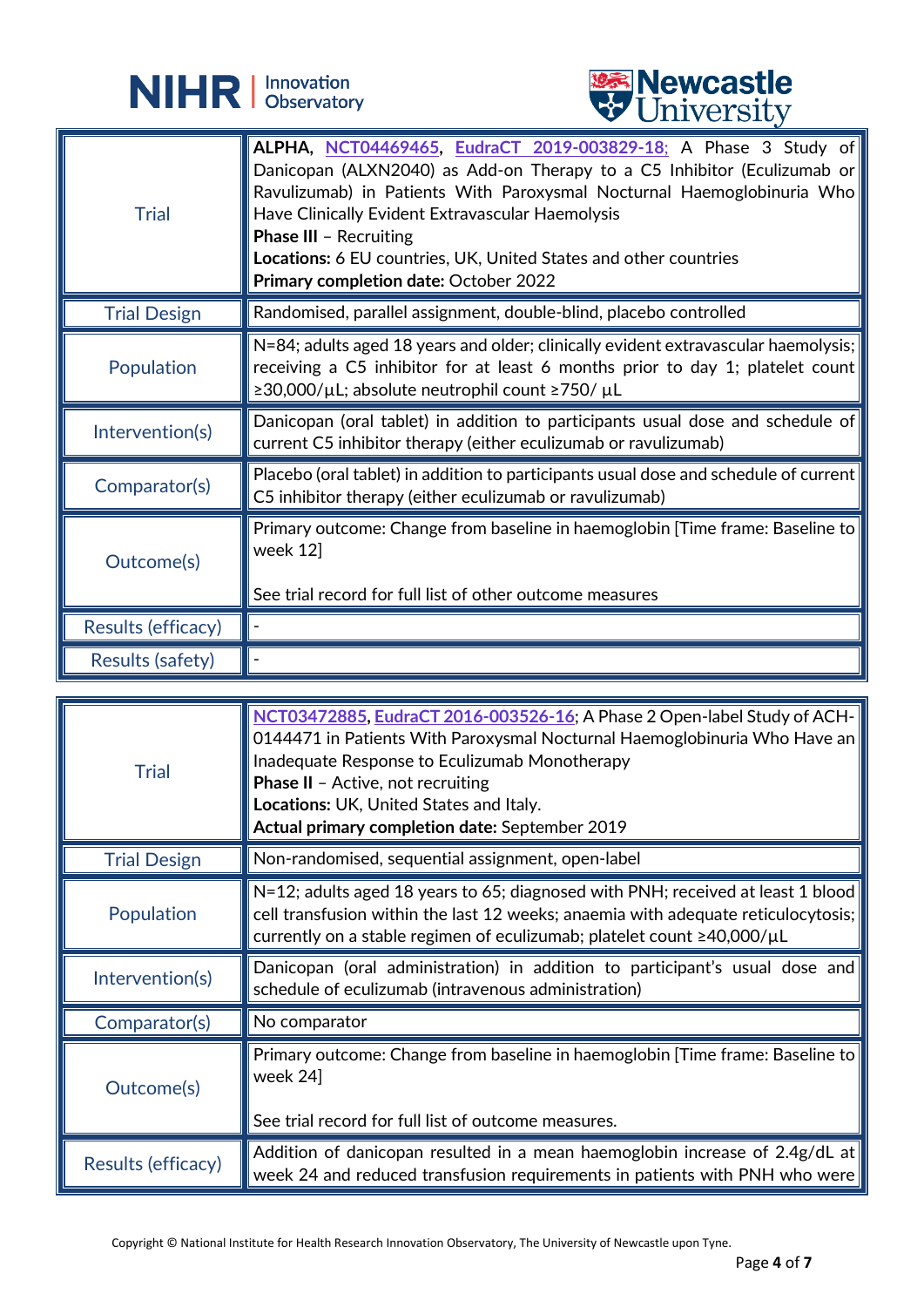| Trial | **ALPHA**, NCT04469465, EudraCT 2019-003829-18; A Phase 3 Study of Danicopan (ALXN2040) as Add-on Therapy to a C5 Inhibitor (Eculizumab or Ravulizumab) in Patients With Paroxysmal Nocturnal Haemoglobinuria Who Have Clinically Evident Extravascular Haemolysis<br>**Phase III** – Recruiting<br>**Locations:** 6 EU countries, UK, United States and other countries<br>**Primary completion date:** October 2022 |
|---|---|
| Trial Design | Randomised, parallel assignment, double-blind, placebo controlled |
| Population | N=84; adults aged 18 years and older; clinically evident extravascular haemolysis; receiving a C5 inhibitor for at least 6 months prior to day 1; platelet count ≥30,000/µL; absolute neutrophil count ≥750/ µL |
| Intervention(s) | Danicopan (oral tablet) in addition to participants usual dose and schedule of current C5 inhibitor therapy (either eculizumab or ravulizumab) |
| Comparator(s) | Placebo (oral tablet) in addition to participants usual dose and schedule of current C5 inhibitor therapy (either eculizumab or ravulizumab) |
| Outcome(s) | Primary outcome: Change from baseline in haemoglobin [Time frame: Baseline to week 12]<br><br>See trial record for full list of other outcome measures |
| Results (efficacy) | - |
| Results (safety) | - |

| Trial | NCT03472885, EudraCT 2016-003526-16; A Phase 2 Open-label Study of ACH-0144471 in Patients With Paroxysmal Nocturnal Haemoglobinuria Who Have an Inadequate Response to Eculizumab Monotherapy<br>**Phase II** – Active, not recruiting<br>**Locations:** UK, United States and Italy.<br>**Actual primary completion date:** September 2019 |
|---|---|
| Trial Design | Non-randomised, sequential assignment, open-label |
| Population | N=12; adults aged 18 years to 65; diagnosed with PNH; received at least 1 blood cell transfusion within the last 12 weeks; anaemia with adequate reticulocytosis; currently on a stable regimen of eculizumab; platelet count ≥40,000/µL |
| Intervention(s) | Danicopan (oral administration) in addition to participant's usual dose and schedule of eculizumab (intravenous administration) |
| Comparator(s) | No comparator |
| Outcome(s) | Primary outcome: Change from baseline in haemoglobin [Time frame: Baseline to week 24]<br><br>See trial record for full list of outcome measures. |
| Results (efficacy) | Addition of danicopan resulted in a mean haemoglobin increase of 2.4g/dL at week 24 and reduced transfusion requirements in patients with PNH who were |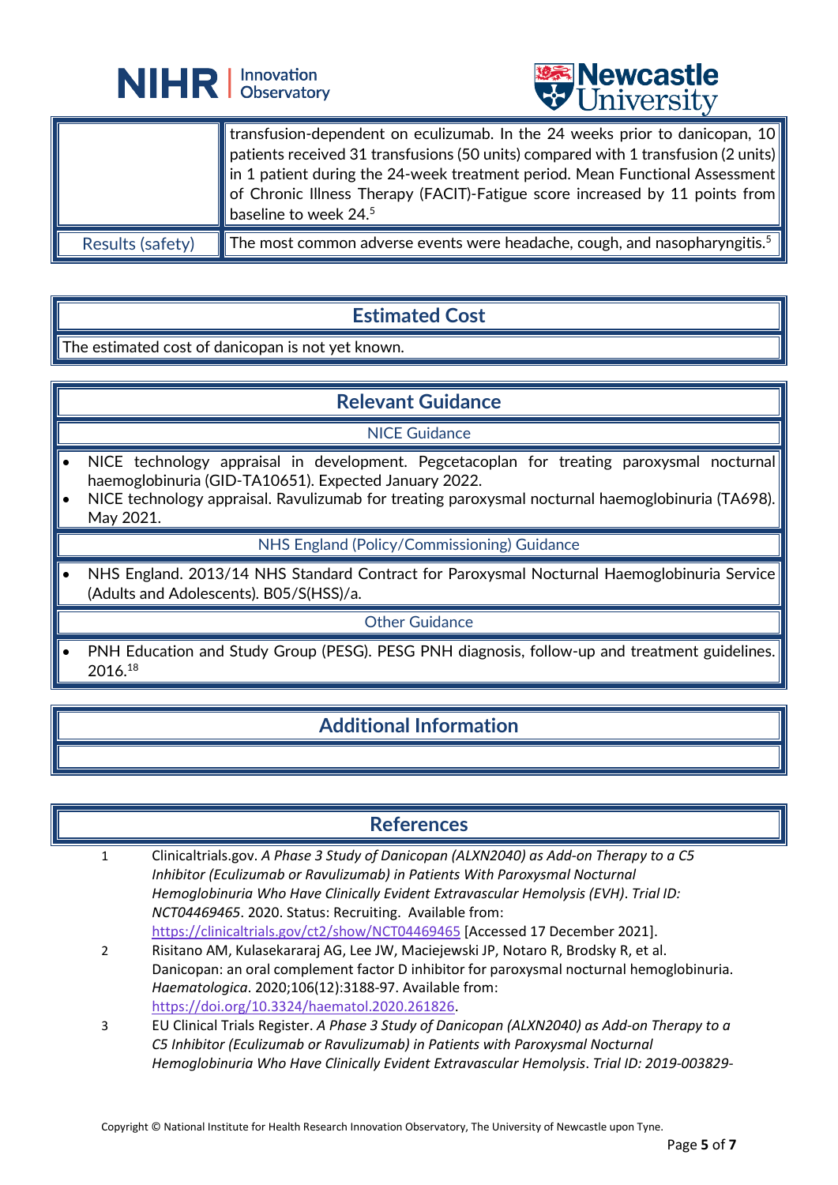| | |
|---|---|
| | transfusion-dependent on eculizumab. In the 24 weeks prior to danicopan, 10 patients received 31 transfusions (50 units) compared with 1 transfusion (2 units) in 1 patient during the 24-week treatment period. Mean Functional Assessment of Chronic Illness Therapy (FACIT)-Fatigue score increased by 11 points from baseline to week 24.[5] |
| Results (safety) | The most common adverse events were headache, cough, and nasopharyngitis.[5] |

## Estimated Cost

The estimated cost of danicopan is not yet known.

## Relevant Guidance

### NICE Guidance

- NICE technology appraisal in development. Pegcetacoplan for treating paroxysmal nocturnal haemoglobinuria (GID-TA10651). Expected January 2022.
- NICE technology appraisal. Ravulizumab for treating paroxysmal nocturnal haemoglobinuria (TA698). May 2021.

### NHS England (Policy/Commissioning) Guidance

- NHS England. 2013/14 NHS Standard Contract for Paroxysmal Nocturnal Haemoglobinuria Service (Adults and Adolescents). B05/S(HSS)/a.

### Other Guidance

- PNH Education and Study Group (PESG). PESG PNH diagnosis, follow-up and treatment guidelines. 2016.[18]

## Additional Information

## References

1. Clinicaltrials.gov. *A Phase 3 Study of Danicopan (ALXN2040) as Add-on Therapy to a C5 Inhibitor (Eculizumab or Ravulizumab) in Patients With Paroxysmal Nocturnal Hemoglobinuria Who Have Clinically Evident Extravascular Hemolysis (EVH)*. *Trial ID: NCT04469465*. 2020. Status: Recruiting. Available from: https://clinicaltrials.gov/ct2/show/NCT04469465 [Accessed 17 December 2021].
2. Risitano AM, Kulasekararaj AG, Lee JW, Maciejewski JP, Notaro R, Brodsky R, et al. Danicopan: an oral complement factor D inhibitor for paroxysmal nocturnal hemoglobinuria. *Haematologica*. 2020;106(12):3188-97. Available from: https://doi.org/10.3324/haematol.2020.261826.
3. EU Clinical Trials Register. *A Phase 3 Study of Danicopan (ALXN2040) as Add-on Therapy to a C5 Inhibitor (Eculizumab or Ravulizumab) in Patients with Paroxysmal Nocturnal Hemoglobinuria Who Have Clinically Evident Extravascular Hemolysis*. *Trial ID: 2019-003829-*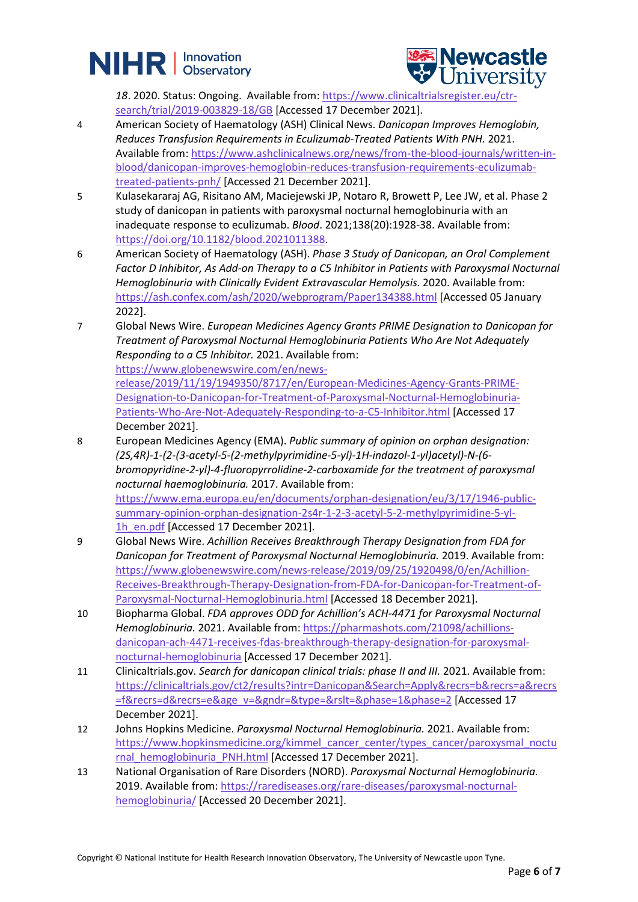*18*. 2020. Status: Ongoing. Available from: https://www.clinicaltrialsregister.eu/ctr-search/trial/2019-003829-18/GB [Accessed 17 December 2021].

4 American Society of Haematology (ASH) Clinical News. *Danicopan Improves Hemoglobin, Reduces Transfusion Requirements in Eculizumab-Treated Patients With PNH.* 2021. Available from: https://www.ashclinicalnews.org/news/from-the-blood-journals/written-in-blood/danicopan-improves-hemoglobin-reduces-transfusion-requirements-eculizumab-treated-patients-pnh/ [Accessed 21 December 2021].

5 Kulasekararaj AG, Risitano AM, Maciejewski JP, Notaro R, Browett P, Lee JW, et al. Phase 2 study of danicopan in patients with paroxysmal nocturnal hemoglobinuria with an inadequate response to eculizumab. *Blood*. 2021;138(20):1928-38. Available from: https://doi.org/10.1182/blood.2021011388.

6 American Society of Haematology (ASH). *Phase 3 Study of Danicopan, an Oral Complement Factor D Inhibitor, As Add-on Therapy to a C5 Inhibitor in Patients with Paroxysmal Nocturnal Hemoglobinuria with Clinically Evident Extravascular Hemolysis.* 2020. Available from: https://ash.confex.com/ash/2020/webprogram/Paper134388.html [Accessed 05 January 2022].

7 Global News Wire. *European Medicines Agency Grants PRIME Designation to Danicopan for Treatment of Paroxysmal Nocturnal Hemoglobinuria Patients Who Are Not Adequately Responding to a C5 Inhibitor.* 2021. Available from: https://www.globenewswire.com/en/news-release/2019/11/19/1949350/8717/en/European-Medicines-Agency-Grants-PRIME-Designation-to-Danicopan-for-Treatment-of-Paroxysmal-Nocturnal-Hemoglobinuria-Patients-Who-Are-Not-Adequately-Responding-to-a-C5-Inhibitor.html [Accessed 17 December 2021].

8 European Medicines Agency (EMA). *Public summary of opinion on orphan designation: (2S,4R)-1-(2-(3-acetyl-5-(2-methylpyrimidine-5-yl)-1H-indazol-1-yl)acetyl)-N-(6-bromopyridine-2-yl)-4-fluoropyrrolidine-2-carboxamide for the treatment of paroxysmal nocturnal haemoglobinuria.* 2017. Available from: https://www.ema.europa.eu/en/documents/orphan-designation/eu/3/17/1946-public-summary-opinion-orphan-designation-2s4r-1-2-3-acetyl-5-2-methylpyrimidine-5-yl-1h_en.pdf [Accessed 17 December 2021].

9 Global News Wire. *Achillion Receives Breakthrough Therapy Designation from FDA for Danicopan for Treatment of Paroxysmal Nocturnal Hemoglobinuria.* 2019. Available from: https://www.globenewswire.com/news-release/2019/09/25/1920498/0/en/Achillion-Receives-Breakthrough-Therapy-Designation-from-FDA-for-Danicopan-for-Treatment-of-Paroxysmal-Nocturnal-Hemoglobinuria.html [Accessed 18 December 2021].

10 Biopharma Global. *FDA approves ODD for Achillion's ACH-4471 for Paroxysmal Nocturnal Hemoglobinuria.* 2021. Available from: https://pharmashots.com/21098/achillions-danicopan-ach-4471-receives-fdas-breakthrough-therapy-designation-for-paroxysmal-nocturnal-hemoglobinuria [Accessed 17 December 2021].

11 Clinicaltrials.gov. *Search for danicopan clinical trials: phase II and III.* 2021. Available from: https://clinicaltrials.gov/ct2/results?intr=Danicopan&Search=Apply&recrs=b&recrs=a&recrs=f&recrs=d&recrs=e&age_v=&gndr=&type=&rslt=&phase=1&phase=2 [Accessed 17 December 2021].

12 Johns Hopkins Medicine. *Paroxysmal Nocturnal Hemoglobinuria.* 2021. Available from: https://www.hopkinsmedicine.org/kimmel_cancer_center/types_cancer/paroxysmal_nocturnal_hemoglobinuria_PNH.html [Accessed 17 December 2021].

13 National Organisation of Rare Disorders (NORD). *Paroxysmal Nocturnal Hemoglobinuria.* 2019. Available from: https://rarediseases.org/rare-diseases/paroxysmal-nocturnal-hemoglobinuria/ [Accessed 20 December 2021].

Copyright © National Institute for Health Research Innovation Observatory, The University of Newcastle upon Tyne.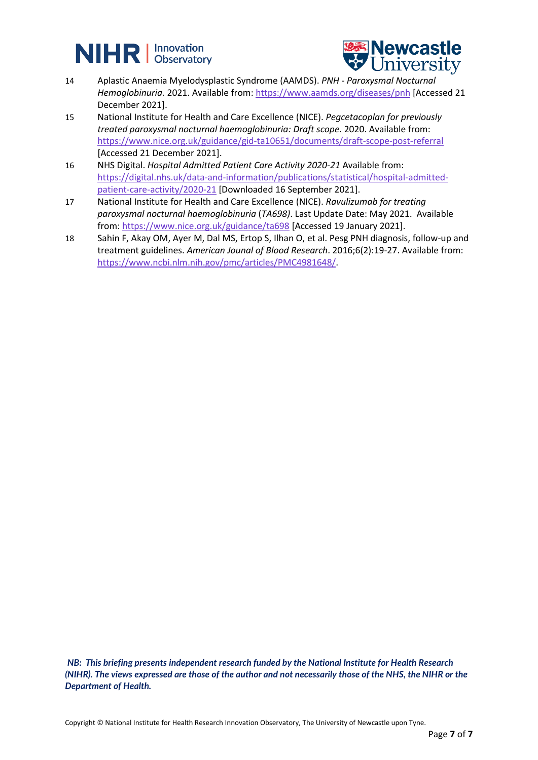14 Aplastic Anaemia Myelodysplastic Syndrome (AAMDS). *PNH - Paroxysmal Nocturnal Hemoglobinuria.* 2021. Available from: https://www.aamds.org/diseases/pnh [Accessed 21 December 2021].

15 National Institute for Health and Care Excellence (NICE). *Pegcetacoplan for previously treated paroxysmal nocturnal haemoglobinuria: Draft scope.* 2020. Available from: https://www.nice.org.uk/guidance/gid-ta10651/documents/draft-scope-post-referral [Accessed 21 December 2021].

16 NHS Digital. *Hospital Admitted Patient Care Activity 2020-21* Available from: https://digital.nhs.uk/data-and-information/publications/statistical/hospital-admitted-patient-care-activity/2020-21 [Downloaded 16 September 2021].

17 National Institute for Health and Care Excellence (NICE). *Ravulizumab for treating paroxysmal nocturnal haemoglobinuria* (*TA698)*. Last Update Date: May 2021. Available from: https://www.nice.org.uk/guidance/ta698 [Accessed 19 January 2021].

18 Sahin F, Akay OM, Ayer M, Dal MS, Ertop S, Ilhan O, et al. Pesg PNH diagnosis, follow-up and treatment guidelines. *American Jounal of Blood Research*. 2016;6(2):19-27. Available from: https://www.ncbi.nlm.nih.gov/pmc/articles/PMC4981648/.

***NB: This briefing presents independent research funded by the National Institute for Health Research (NIHR). The views expressed are those of the author and not necessarily those of the NHS, the NIHR or the Department of Health.***

Copyright © National Institute for Health Research Innovation Observatory, The University of Newcastle upon Tyne.